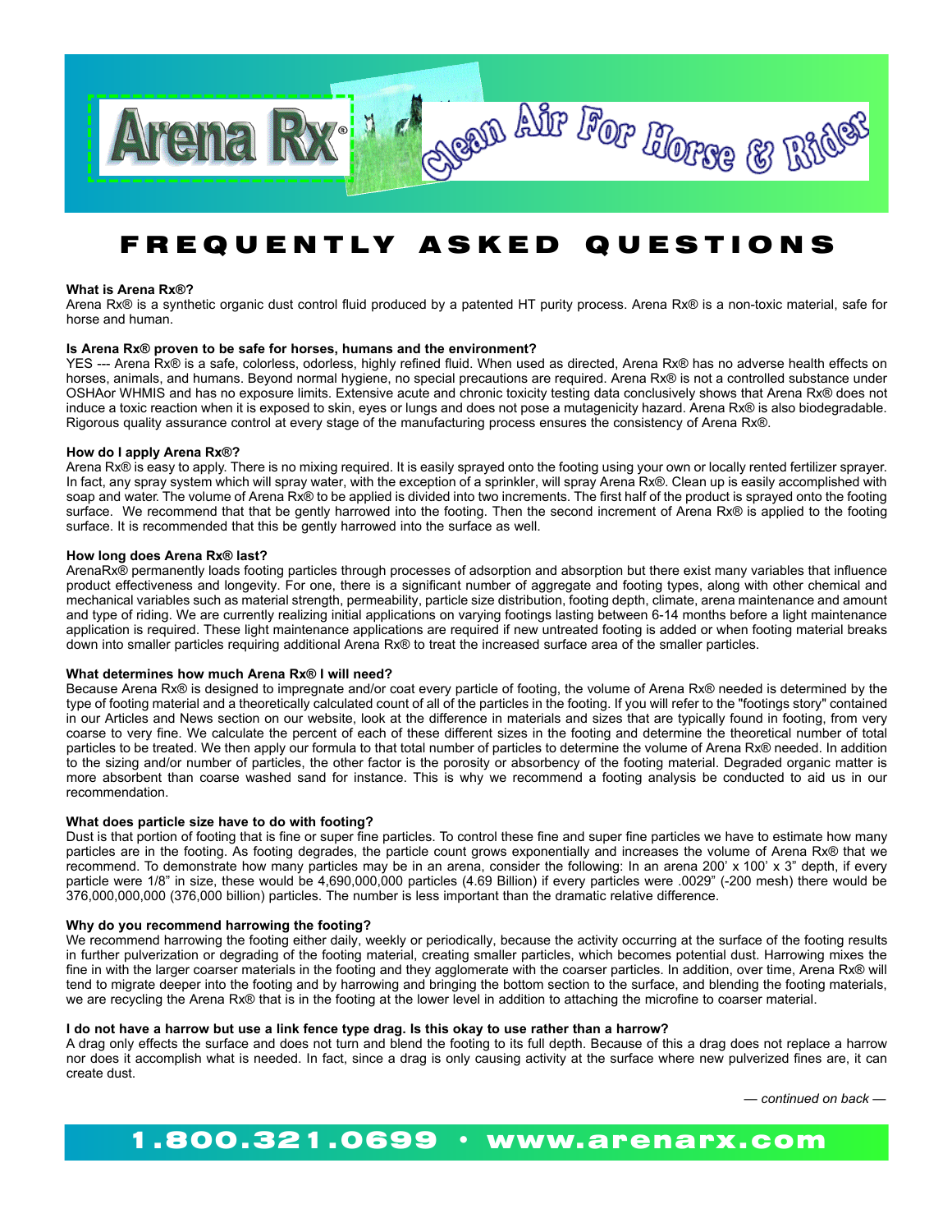# Arena Rx®

Clean Air For Horse & Rider

## FREQUENTLY ASKED QUESTIONS

**What is Arena Rx®?**
Arena Rx® is a synthetic organic dust control fluid produced by a patented HT purity process. Arena Rx® is a non-toxic material, safe for horse and human.

**Is Arena Rx® proven to be safe for horses, humans and the environment?**
YES --- Arena Rx® is a safe, colorless, odorless, highly refined fluid. When used as directed, Arena Rx® has no adverse health effects on horses, animals, and humans. Beyond normal hygiene, no special precautions are required. Arena Rx® is not a controlled substance under OSHAor WHMIS and has no exposure limits. Extensive acute and chronic toxicity testing data conclusively shows that Arena Rx® does not induce a toxic reaction when it is exposed to skin, eyes or lungs and does not pose a mutagenicity hazard. Arena Rx® is also biodegradable. Rigorous quality assurance control at every stage of the manufacturing process ensures the consistency of Arena Rx®.

**How do I apply Arena Rx®?**
Arena Rx® is easy to apply. There is no mixing required. It is easily sprayed onto the footing using your own or locally rented fertilizer sprayer. In fact, any spray system which will spray water, with the exception of a sprinkler, will spray Arena Rx®. Clean up is easily accomplished with soap and water. The volume of Arena Rx® to be applied is divided into two increments. The first half of the product is sprayed onto the footing surface. We recommend that that be gently harrowed into the footing. Then the second increment of Arena Rx® is applied to the footing surface. It is recommended that this be gently harrowed into the surface as well.

**How long does Arena Rx® last?**
ArenaRx® permanently loads footing particles through processes of adsorption and absorption but there exist many variables that influence product effectiveness and longevity. For one, there is a significant number of aggregate and footing types, along with other chemical and mechanical variables such as material strength, permeability, particle size distribution, footing depth, climate, arena maintenance and amount and type of riding. We are currently realizing initial applications on varying footings lasting between 6-14 months before a light maintenance application is required. These light maintenance applications are required if new untreated footing is added or when footing material breaks down into smaller particles requiring additional Arena Rx® to treat the increased surface area of the smaller particles.

**What determines how much Arena Rx® I will need?**
Because Arena Rx® is designed to impregnate and/or coat every particle of footing, the volume of Arena Rx® needed is determined by the type of footing material and a theoretically calculated count of all of the particles in the footing. If you will refer to the "footings story" contained in our Articles and News section on our website, look at the difference in materials and sizes that are typically found in footing, from very coarse to very fine. We calculate the percent of each of these different sizes in the footing and determine the theoretical number of total particles to be treated. We then apply our formula to that total number of particles to determine the volume of Arena Rx® needed. In addition to the sizing and/or number of particles, the other factor is the porosity or absorbency of the footing material. Degraded organic matter is more absorbent than coarse washed sand for instance. This is why we recommend a footing analysis be conducted to aid us in our recommendation.

**What does particle size have to do with footing?**
Dust is that portion of footing that is fine or super fine particles. To control these fine and super fine particles we have to estimate how many particles are in the footing. As footing degrades, the particle count grows exponentially and increases the volume of Arena Rx® that we recommend. To demonstrate how many particles may be in an arena, consider the following: In an arena 200' x 100' x 3" depth, if every particle were 1/8" in size, these would be 4,690,000,000 particles (4.69 Billion) if every particles were .0029" (-200 mesh) there would be 376,000,000,000 (376,000 billion) particles. The number is less important than the dramatic relative difference.

**Why do you recommend harrowing the footing?**
We recommend harrowing the footing either daily, weekly or periodically, because the activity occurring at the surface of the footing results in further pulverization or degrading of the footing material, creating smaller particles, which becomes potential dust. Harrowing mixes the fine in with the larger coarser materials in the footing and they agglomerate with the coarser particles. In addition, over time, Arena Rx® will tend to migrate deeper into the footing and by harrowing and bringing the bottom section to the surface, and blending the footing materials, we are recycling the Arena Rx® that is in the footing at the lower level in addition to attaching the microfine to coarser material.

**I do not have a harrow but use a link fence type drag. Is this okay to use rather than a harrow?**
A drag only effects the surface and does not turn and blend the footing to its full depth. Because of this a drag does not replace a harrow nor does it accomplish what is needed. In fact, since a drag is only causing activity at the surface where new pulverized fines are, it can create dust.

*— continued on back —*

**1.800.321.0699 • www.arenarx.com**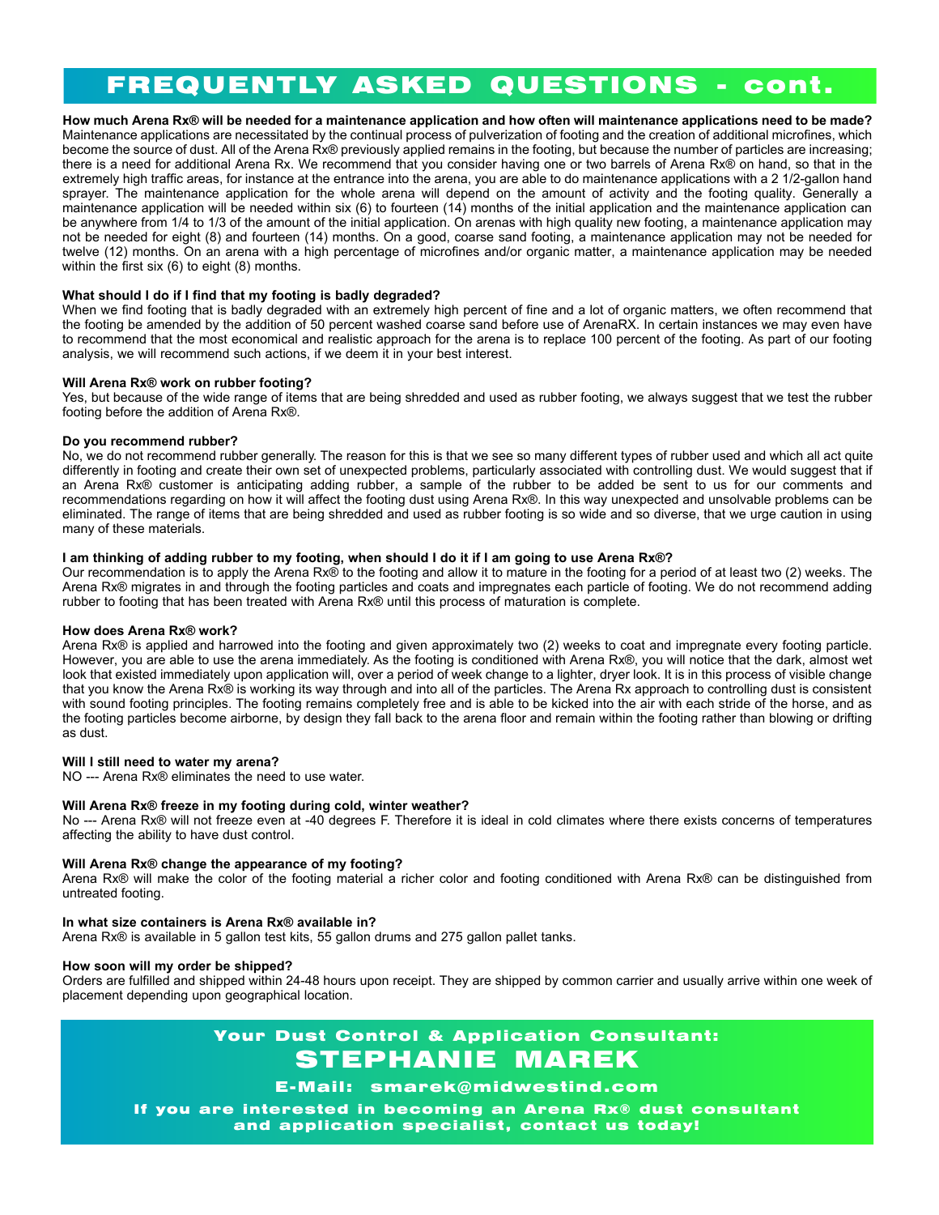# FREQUENTLY ASKED QUESTIONS - cont.

**How much Arena Rx® will be needed for a maintenance application and how often will maintenance applications need to be made?**
Maintenance applications are necessitated by the continual process of pulverization of footing and the creation of additional microfines, which become the source of dust. All of the Arena Rx® previously applied remains in the footing, but because the number of particles are increasing; there is a need for additional Arena Rx. We recommend that you consider having one or two barrels of Arena Rx® on hand, so that in the extremely high traffic areas, for instance at the entrance into the arena, you are able to do maintenance applications with a 2 1/2-gallon hand sprayer. The maintenance application for the whole arena will depend on the amount of activity and the footing quality. Generally a maintenance application will be needed within six (6) to fourteen (14) months of the initial application and the maintenance application can be anywhere from 1/4 to 1/3 of the amount of the initial application. On arenas with high quality new footing, a maintenance application may not be needed for eight (8) and fourteen (14) months. On a good, coarse sand footing, a maintenance application may not be needed for twelve (12) months. On an arena with a high percentage of microfines and/or organic matter, a maintenance application may be needed within the first six (6) to eight (8) months.

**What should I do if I find that my footing is badly degraded?**
When we find footing that is badly degraded with an extremely high percent of fine and a lot of organic matters, we often recommend that the footing be amended by the addition of 50 percent washed coarse sand before use of ArenaRX. In certain instances we may even have to recommend that the most economical and realistic approach for the arena is to replace 100 percent of the footing. As part of our footing analysis, we will recommend such actions, if we deem it in your best interest.

**Will Arena Rx® work on rubber footing?**
Yes, but because of the wide range of items that are being shredded and used as rubber footing, we always suggest that we test the rubber footing before the addition of Arena Rx®.

**Do you recommend rubber?**
No, we do not recommend rubber generally. The reason for this is that we see so many different types of rubber used and which all act quite differently in footing and create their own set of unexpected problems, particularly associated with controlling dust. We would suggest that if an Arena Rx® customer is anticipating adding rubber, a sample of the rubber to be added be sent to us for our comments and recommendations regarding on how it will affect the footing dust using Arena Rx®. In this way unexpected and unsolvable problems can be eliminated. The range of items that are being shredded and used as rubber footing is so wide and so diverse, that we urge caution in using many of these materials.

**I am thinking of adding rubber to my footing, when should I do it if I am going to use Arena Rx®?**
Our recommendation is to apply the Arena Rx® to the footing and allow it to mature in the footing for a period of at least two (2) weeks. The Arena Rx® migrates in and through the footing particles and coats and impregnates each particle of footing. We do not recommend adding rubber to footing that has been treated with Arena Rx® until this process of maturation is complete.

**How does Arena Rx® work?**
Arena Rx® is applied and harrowed into the footing and given approximately two (2) weeks to coat and impregnate every footing particle. However, you are able to use the arena immediately. As the footing is conditioned with Arena Rx®, you will notice that the dark, almost wet look that existed immediately upon application will, over a period of week change to a lighter, dryer look. It is in this process of visible change that you know the Arena Rx® is working its way through and into all of the particles. The Arena Rx approach to controlling dust is consistent with sound footing principles. The footing remains completely free and is able to be kicked into the air with each stride of the horse, and as the footing particles become airborne, by design they fall back to the arena floor and remain within the footing rather than blowing or drifting as dust.

**Will I still need to water my arena?**
NO --- Arena Rx® eliminates the need to use water.

**Will Arena Rx® freeze in my footing during cold, winter weather?**
No --- Arena Rx® will not freeze even at -40 degrees F. Therefore it is ideal in cold climates where there exists concerns of temperatures affecting the ability to have dust control.

**Will Arena Rx® change the appearance of my footing?**
Arena Rx® will make the color of the footing material a richer color and footing conditioned with Arena Rx® can be distinguished from untreated footing.

**In what size containers is Arena Rx® available in?**
Arena Rx® is available in 5 gallon test kits, 55 gallon drums and 275 gallon pallet tanks.

**How soon will my order be shipped?**
Orders are fulfilled and shipped within 24-48 hours upon receipt. They are shipped by common carrier and usually arrive within one week of placement depending upon geographical location.

**Your Dust Control & Application Consultant:**

## STEPHANIE MAREK

**E-Mail: smarek@midwestind.com**

**If you are interested in becoming an Arena Rx® dust consultant and application specialist, contact us today!**